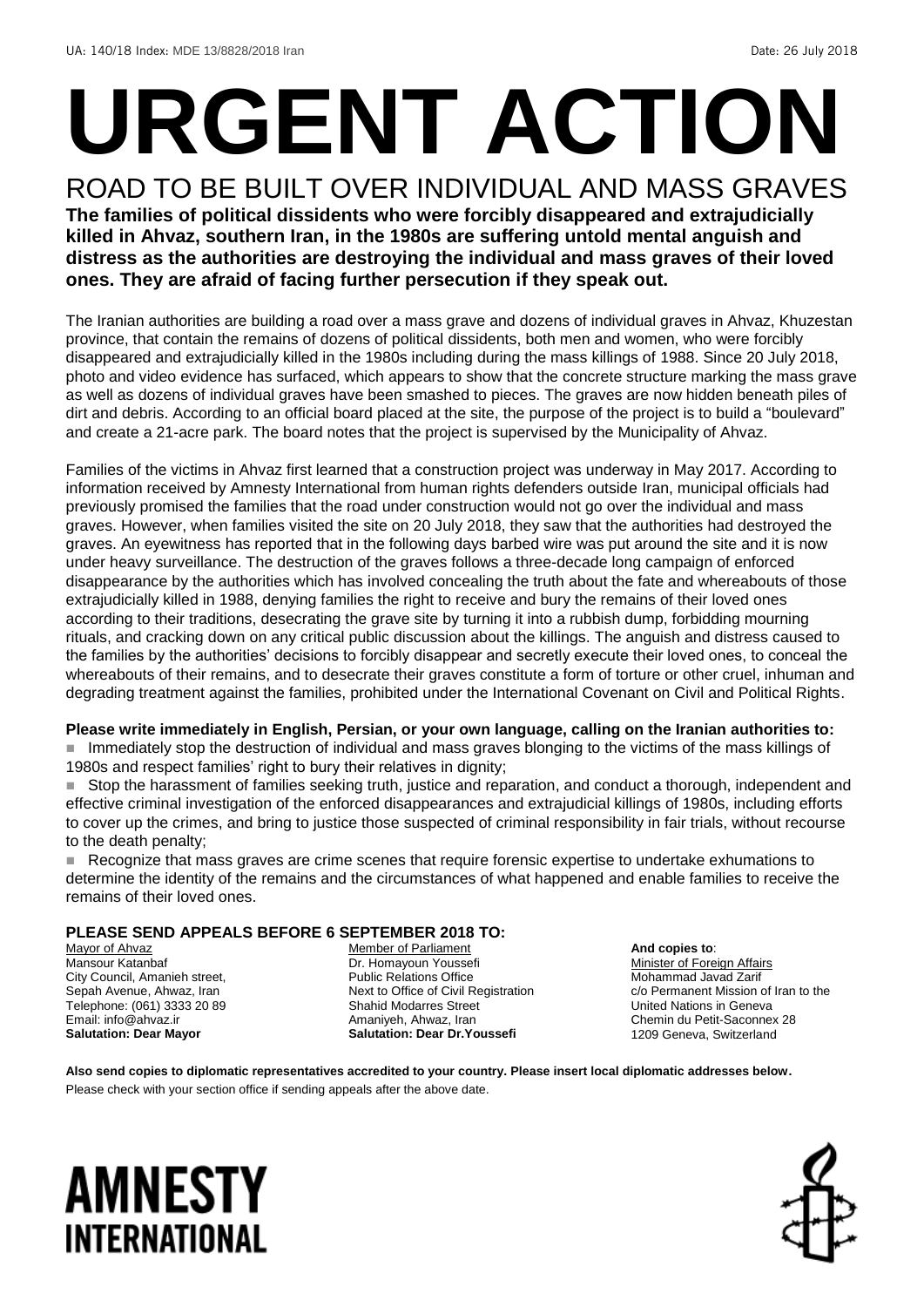UA: 140/18 Index: MDE 13/8828/2018 Iran Date: 26 July 2018

# URGENT ACTION

## ROAD TO BE BUILT OVER INDIVIDUAL AND MASS GRAVES

**The families of political dissidents who were forcibly disappeared and extrajudicially killed in Ahvaz, southern Iran, in the 1980s are suffering untold mental anguish and distress as the authorities are destroying the individual and mass graves of their loved ones. They are afraid of facing further persecution if they speak out.**

The Iranian authorities are building a road over a mass grave and dozens of individual graves in Ahvaz, Khuzestan province, that contain the remains of dozens of political dissidents, both men and women, who were forcibly disappeared and extrajudicially killed in the 1980s including during the mass killings of 1988. Since 20 July 2018, photo and video evidence has surfaced, which appears to show that the concrete structure marking the mass grave as well as dozens of individual graves have been smashed to pieces. The graves are now hidden beneath piles of dirt and debris. According to an official board placed at the site, the purpose of the project is to build a "boulevard" and create a 21-acre park. The board notes that the project is supervised by the Municipality of Ahvaz.

Families of the victims in Ahvaz first learned that a construction project was underway in May 2017. According to information received by Amnesty International from human rights defenders outside Iran, municipal officials had previously promised the families that the road under construction would not go over the individual and mass graves. However, when families visited the site on 20 July 2018, they saw that the authorities had destroyed the graves. An eyewitness has reported that in the following days barbed wire was put around the site and it is now under heavy surveillance. The destruction of the graves follows a three-decade long campaign of enforced disappearance by the authorities which has involved concealing the truth about the fate and whereabouts of those extrajudicially killed in 1988, denying families the right to receive and bury the remains of their loved ones according to their traditions, desecrating the grave site by turning it into a rubbish dump, forbidding mourning rituals, and cracking down on any critical public discussion about the killings. The anguish and distress caused to the families by the authorities' decisions to forcibly disappear and secretly execute their loved ones, to conceal the whereabouts of their remains, and to desecrate their graves constitute a form of torture or other cruel, inhuman and degrading treatment against the families, prohibited under the International Covenant on Civil and Political Rights.

**Please write immediately in English, Persian, or your own language, calling on the Iranian authorities to:**

- Immediately stop the destruction of individual and mass graves blonging to the victims of the mass killings of 1980s and respect families' right to bury their relatives in dignity;
- Stop the harassment of families seeking truth, justice and reparation, and conduct a thorough, independent and effective criminal investigation of the enforced disappearances and extrajudicial killings of 1980s, including efforts to cover up the crimes, and bring to justice those suspected of criminal responsibility in fair trials, without recourse to the death penalty;
- Recognize that mass graves are crime scenes that require forensic expertise to undertake exhumations to determine the identity of the remains and the circumstances of what happened and enable families to receive the remains of their loved ones.

**PLEASE SEND APPEALS BEFORE 6 SEPTEMBER 2018 TO:**

Mayor of Ahvaz
Mansour Katanbaf
City Council, Amanieh street,
Sepah Avenue, Ahwaz, Iran
Telephone: (061) 3333 20 89
Email: info@ahvaz.ir
**Salutation: Dear Mayor**

Member of Parliament
Dr. Homayoun Youssefi
Public Relations Office
Next to Office of Civil Registration
Shahid Modarres Street
Amaniyeh, Ahwaz, Iran
**Salutation: Dear Dr.Youssefi**

**And copies to**:
Minister of Foreign Affairs
Mohammad Javad Zarif
c/o Permanent Mission of Iran to the United Nations in Geneva
Chemin du Petit-Saconnex 28
1209 Geneva, Switzerland

**Also send copies to diplomatic representatives accredited to your country. Please insert local diplomatic addresses below.**
Please check with your section office if sending appeals after the above date.

AMNESTY INTERNATIONAL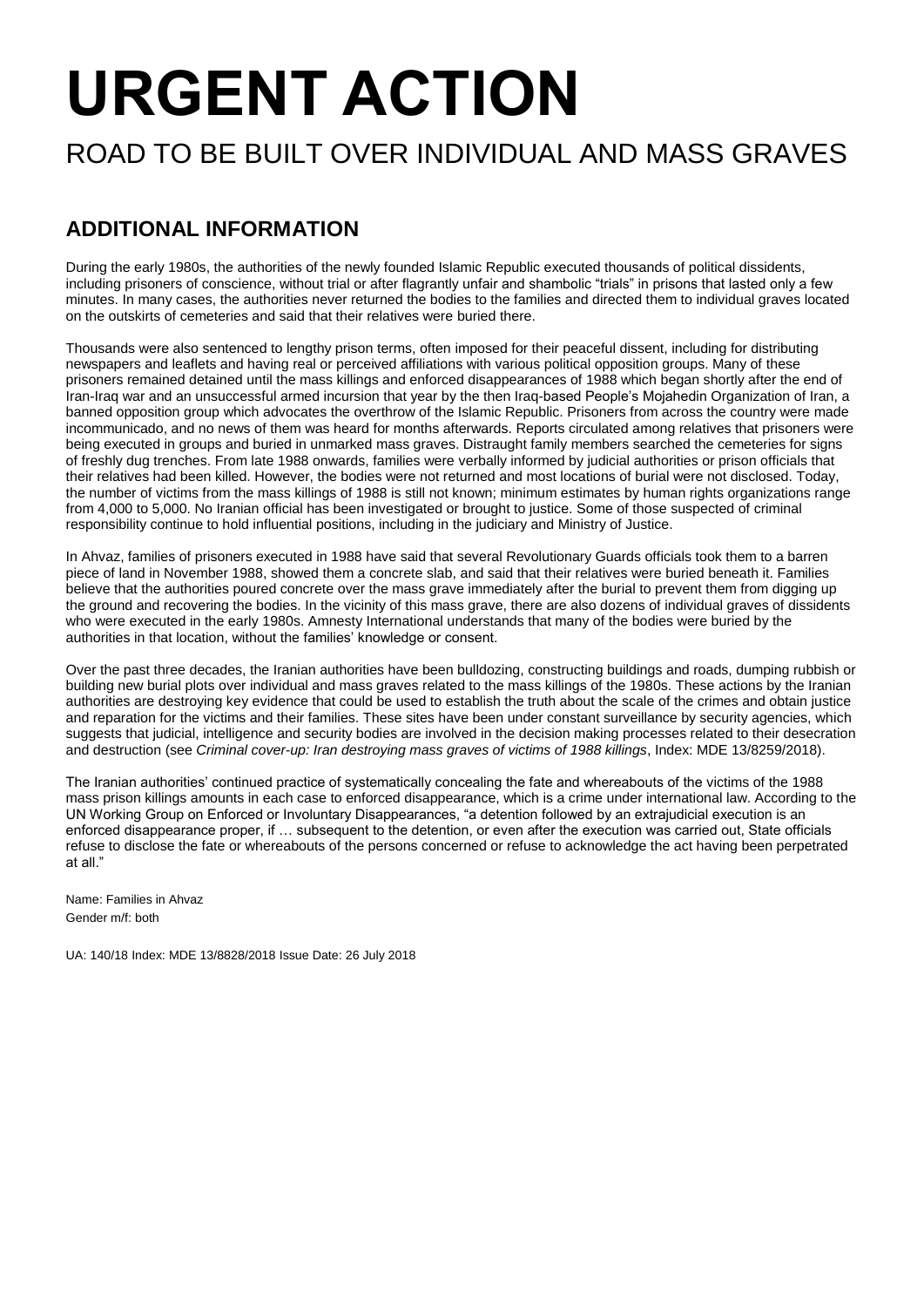# URGENT ACTION

## ROAD TO BE BUILT OVER INDIVIDUAL AND MASS GRAVES

### ADDITIONAL INFORMATION

During the early 1980s, the authorities of the newly founded Islamic Republic executed thousands of political dissidents, including prisoners of conscience, without trial or after flagrantly unfair and shambolic "trials" in prisons that lasted only a few minutes. In many cases, the authorities never returned the bodies to the families and directed them to individual graves located on the outskirts of cemeteries and said that their relatives were buried there.

Thousands were also sentenced to lengthy prison terms, often imposed for their peaceful dissent, including for distributing newspapers and leaflets and having real or perceived affiliations with various political opposition groups. Many of these prisoners remained detained until the mass killings and enforced disappearances of 1988 which began shortly after the end of Iran-Iraq war and an unsuccessful armed incursion that year by the then Iraq-based People's Mojahedin Organization of Iran, a banned opposition group which advocates the overthrow of the Islamic Republic. Prisoners from across the country were made incommunicado, and no news of them was heard for months afterwards. Reports circulated among relatives that prisoners were being executed in groups and buried in unmarked mass graves. Distraught family members searched the cemeteries for signs of freshly dug trenches. From late 1988 onwards, families were verbally informed by judicial authorities or prison officials that their relatives had been killed. However, the bodies were not returned and most locations of burial were not disclosed. Today, the number of victims from the mass killings of 1988 is still not known; minimum estimates by human rights organizations range from 4,000 to 5,000. No Iranian official has been investigated or brought to justice. Some of those suspected of criminal responsibility continue to hold influential positions, including in the judiciary and Ministry of Justice.

In Ahvaz, families of prisoners executed in 1988 have said that several Revolutionary Guards officials took them to a barren piece of land in November 1988, showed them a concrete slab, and said that their relatives were buried beneath it. Families believe that the authorities poured concrete over the mass grave immediately after the burial to prevent them from digging up the ground and recovering the bodies. In the vicinity of this mass grave, there are also dozens of individual graves of dissidents who were executed in the early 1980s. Amnesty International understands that many of the bodies were buried by the authorities in that location, without the families' knowledge or consent.

Over the past three decades, the Iranian authorities have been bulldozing, constructing buildings and roads, dumping rubbish or building new burial plots over individual and mass graves related to the mass killings of the 1980s. These actions by the Iranian authorities are destroying key evidence that could be used to establish the truth about the scale of the crimes and obtain justice and reparation for the victims and their families. These sites have been under constant surveillance by security agencies, which suggests that judicial, intelligence and security bodies are involved in the decision making processes related to their desecration and destruction (see *Criminal cover-up: Iran destroying mass graves of victims of 1988 killings*, Index: MDE 13/8259/2018).

The Iranian authorities' continued practice of systematically concealing the fate and whereabouts of the victims of the 1988 mass prison killings amounts in each case to enforced disappearance, which is a crime under international law. According to the UN Working Group on Enforced or Involuntary Disappearances, "a detention followed by an extrajudicial execution is an enforced disappearance proper, if … subsequent to the detention, or even after the execution was carried out, State officials refuse to disclose the fate or whereabouts of the persons concerned or refuse to acknowledge the act having been perpetrated at all."

Name: Families in Ahvaz
Gender m/f: both

UA: 140/18 Index: MDE 13/8828/2018 Issue Date: 26 July 2018